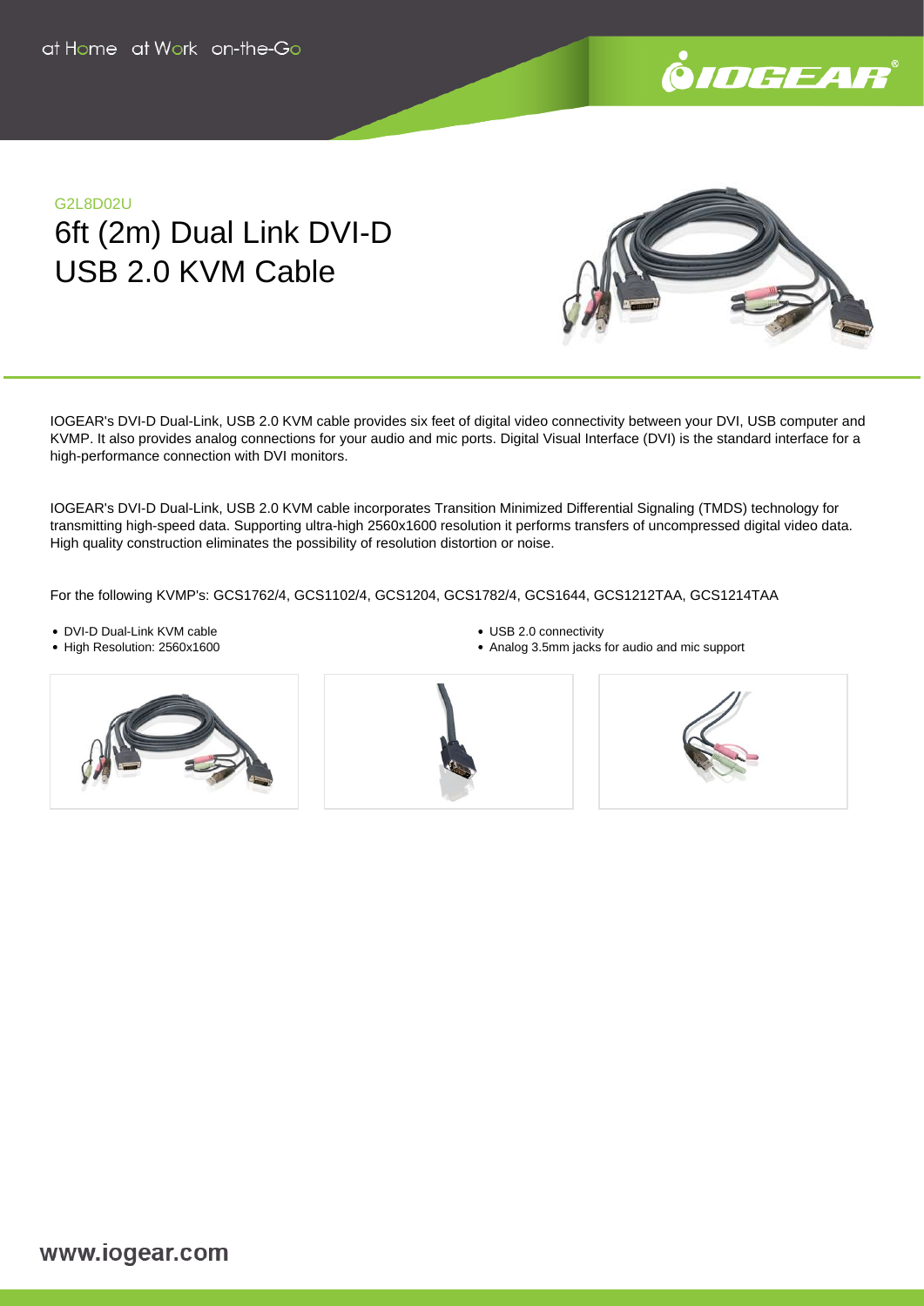G2L8D02U

# 6ft (2m) Dual Link DVI-D USB 2.0 KVM Cable

IOGEAR's DVI-D Dual-Link, USB 2.0 KVM cable provides six feet of digital video connectivity between your DVI, USB computer and KVMP. It also provides analog connections for your audio and mic ports. Digital Visual Interface (DVI) is the standard interface for a high-performance connection with DVI monitors.

IOGEAR's DVI-D Dual-Link, USB 2.0 KVM cable incorporates Transition Minimized Differential Signaling (TMDS) technology for transmitting high-speed data. Supporting ultra-high 2560x1600 resolution it performs transfers of uncompressed digital video data. High quality construction eliminates the possibility of resolution distortion or noise.

For the following KVMP's: GCS1762/4, GCS1102/4, GCS1204, GCS1782/4, GCS1644, GCS1212TAA, GCS1214TAA

- DVI-D Dual-Link KVM cable
- High Resolution: 2560x1600
- USB 2.0 connectivity
- Analog 3.5mm jacks for audio and mic support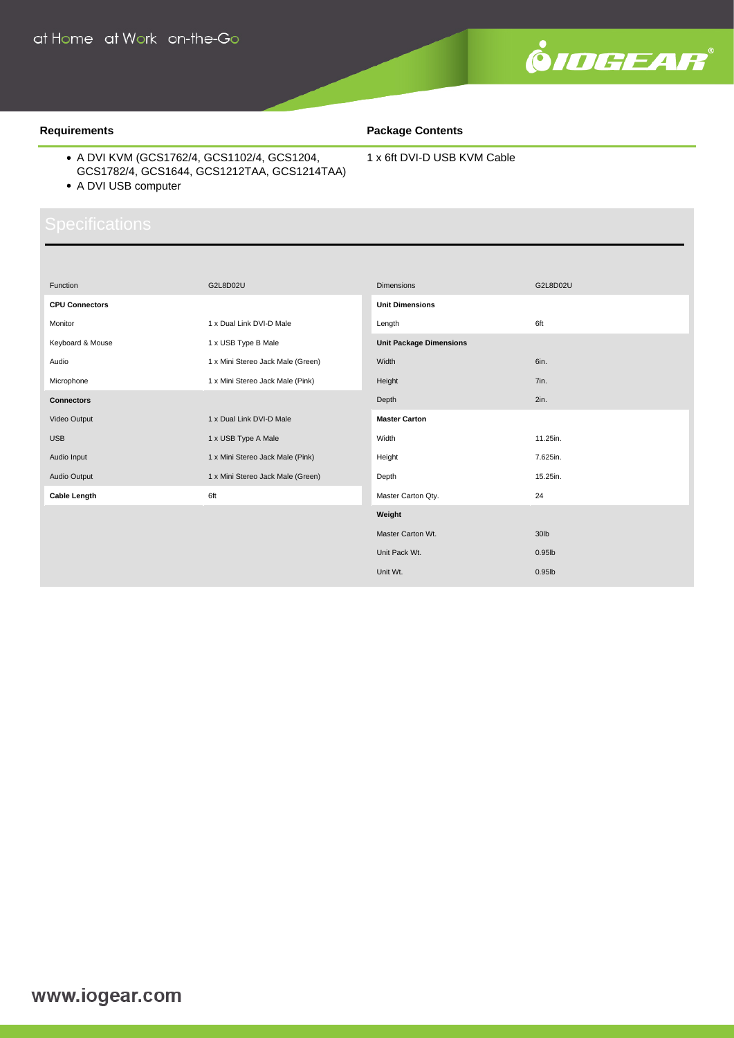## Requirements

- A DVI KVM (GCS1762/4, GCS1102/4, GCS1204, GCS1782/4, GCS1644, GCS1212TAA, GCS1214TAA)
- A DVI USB computer

## Package Contents

1 x 6ft DVI-D USB KVM Cable

## Specifications

| Function | G2L8D02U |
|---|---|
| **CPU Connectors** | |
| Monitor | 1 x Dual Link DVI-D Male |
| Keyboard & Mouse | 1 x USB Type B Male |
| Audio | 1 x Mini Stereo Jack Male (Green) |
| Microphone | 1 x Mini Stereo Jack Male (Pink) |
| **Connectors** | |
| Video Output | 1 x Dual Link DVI-D Male |
| USB | 1 x USB Type A Male |
| Audio Input | 1 x Mini Stereo Jack Male (Pink) |
| Audio Output | 1 x Mini Stereo Jack Male (Green) |
| **Cable Length** | 6ft |

| Dimensions | G2L8D02U |
|---|---|
| **Unit Dimensions** | |
| Length | 6ft |
| **Unit Package Dimensions** | |
| Width | 6in. |
| Height | 7in. |
| Depth | 2in. |
| **Master Carton** | |
| Width | 11.25in. |
| Height | 7.625in. |
| Depth | 15.25in. |
| Master Carton Qty. | 24 |
| **Weight** | |
| Master Carton Wt. | 30lb |
| Unit Pack Wt. | 0.95lb |
| Unit Wt. | 0.95lb |